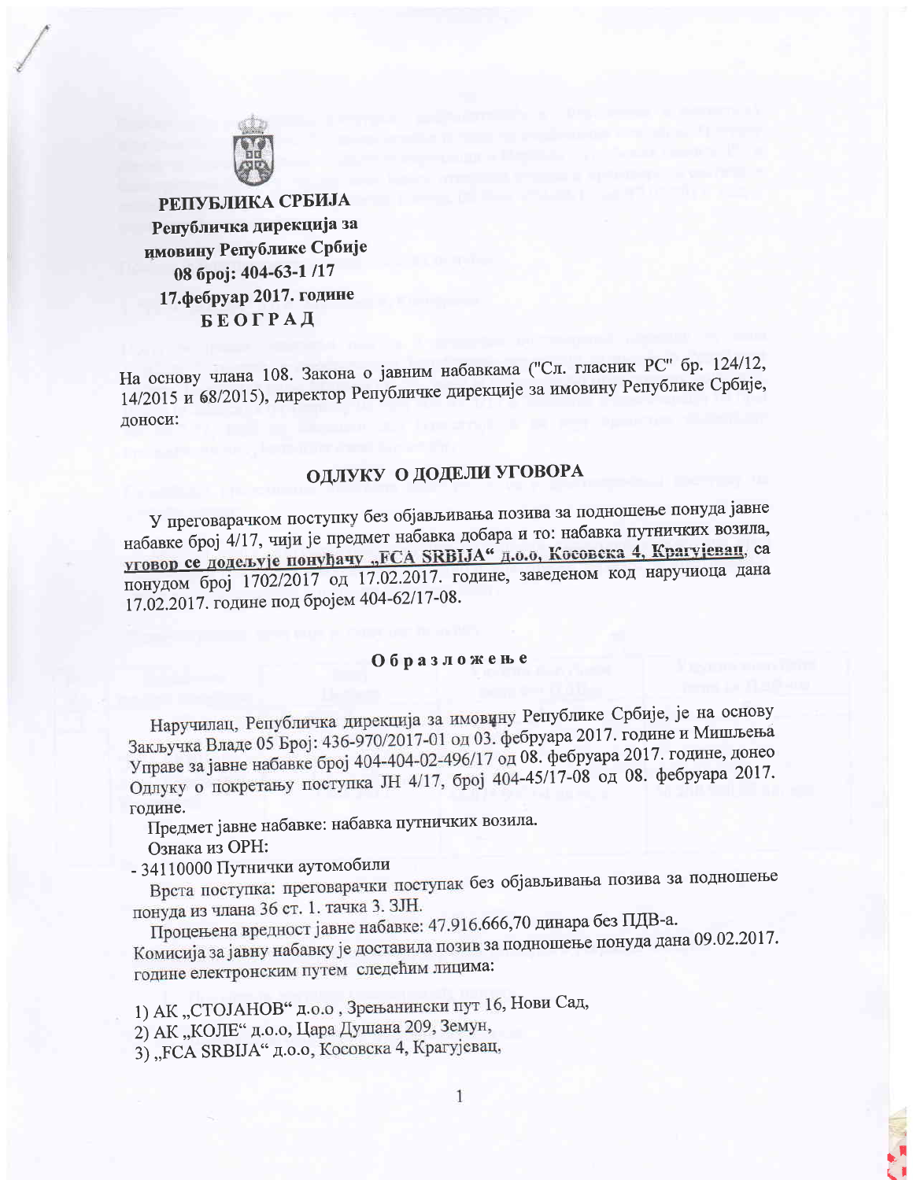**РЕПУБЛИКА СРБИЈА**
**Републичка дирекција за имовину Републике Србије**
**08 број: 404-63-1 /17**
**17.фебруар 2017. године**
**БЕОГРАД**

На основу члана 108. Закона о јавним набавкама ("Сл. гласник РС" бр. 124/12, 14/2015 и 68/2015), директор Републичке дирекције за имовину Републике Србије, доноси:

# ОДЛУКУ О ДОДЕЛИ УГОВОРА

У преговарачком поступку без објављивања позива за подношење понуда јавне набавке број 4/17, чији је предмет набавка добара и то: набавка путничких возила, уговор се додељује понуђачу „FCA SRBIJA" д.о.о, Косовска 4, Крагујевац, са понудом број 1702/2017 од 17.02.2017. године, заведеном код наручиоца дана 17.02.2017. године под бројем 404-62/17-08.

## Образложење

Наручилац, Републичка дирекција за имовину Републике Србије, је на основу Закључка Владе 05 Број: 436-970/2017-01 од 03. фебруара 2017. године и Мишљења Управе за јавне набавке број 404-404-02-496/17 од 08. фебруара 2017. године, донео Одлуку о покретању поступка ЈН 4/17, број 404-45/17-08 од 08. фебруара 2017. године.

Предмет јавне набавке: набавка путничких возила.

Ознака из ОРН:

- 34110000 Путнички аутомобили

Врста поступка: преговарачки поступак без објављивања позива за подношење понуда из члана 36 ст. 1. тачка 3. ЗЈН.

Процењена вредност јавне набавке: 47.916.666,70 динара без ПДВ-а.

Комисија за јавну набавку је доставила позив за подношење понуда дана 09.02.2017. године електронским путем следећим лицима:

1) АК „СТОЈАНОВ" д.о.о , Зрењанински пут 16, Нови Сад,
2) АК „КОЛЕ" д.о.о, Цара Душана 209, Земун,
3) „FCA SRBIJA" д.о.о, Косовска 4, Крагујевац,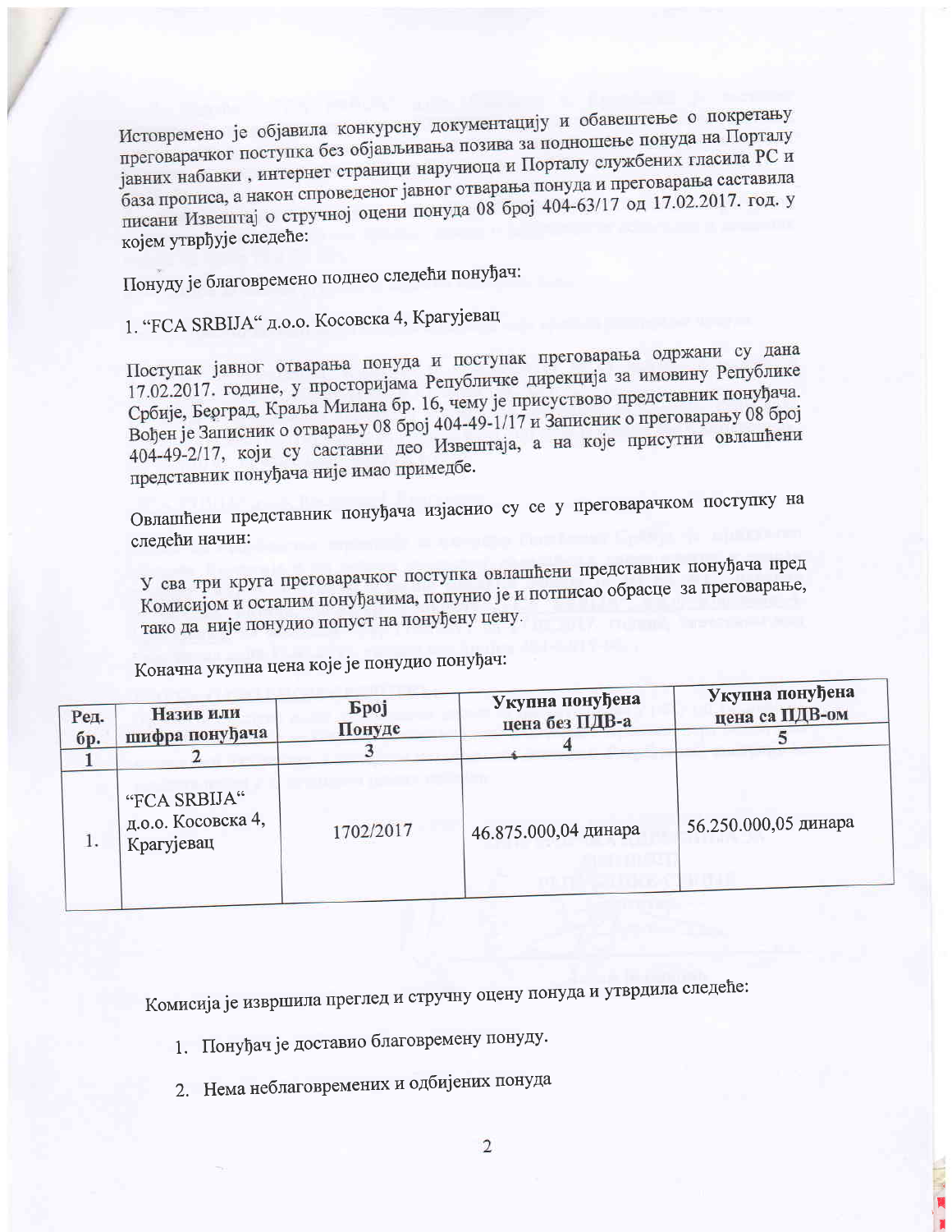Истовремено је објавила конкурсну документацију и обавештење о покретању преговарачког поступка без објављивања позива за подношење понуда на Порталу јавних набавки , интернет страници наручиоца и Порталу службених гласила РС и база прописа, а након спроведеног јавног отварања понуда и преговарања саставила писани Извештај о стручној оцени понуда 08 број 404-63/17 од 17.02.2017. год. у којем утврђује следеће:

Понуду је благовремено поднео следећи понуђач:

1. "FCA SRBIJA" д.о.о. Косовска 4, Крагујевац

Поступак јавног отварања понуда и поступак преговарања одржани су дана 17.02.2017. године, у просторијама Републичке дирекција за имовину Републике Србије, Београд, Краља Милана бр. 16, чему је присуствово представник понуђача. Вођен је Записник о отварању 08 број 404-49-1/17 и Записник о преговарању 08 број 404-49-2/17, који су саставни део Извештаја, а на које присутни овлашћени представник понуђача није имао примедбе.

Овлашћени представник понуђача изјаснио су се у преговарачком поступку на следећи начин:

У сва три круга преговарачког поступка овлашћени представник понуђача пред Комисијом и осталим понуђачима, попунио је и потписао обрасце за преговарање, тако да није понудио попуст на понуђену цену.

Коначна укупна цена које је понудио понуђач:

| Ред. бр. | Назив или шифра понуђача | Број Понуде | Укупна понуђена цена без ПДВ-а | Укупна понуђена цена са ПДВ-ом |
|---|---|---|---|---|
| 1 | 2 | 3 | 4 | 5 |
| 1. | "FCA SRBIJA" д.о.о. Косовска 4, Крагујевац | 1702/2017 | 46.875.000,04 динара | 56.250.000,05 динара |

Комисија је извршила преглед и стручну оцену понуда и утврдила следеће:

1. Понуђач је доставио благовремену понуду.
2. Нема неблаговремених и одбијених понуда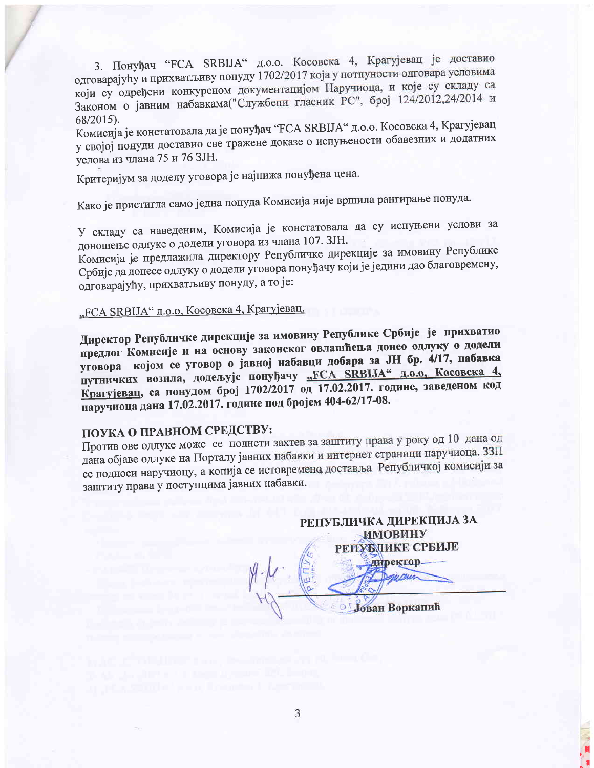3. Понуђач "FCA SRBIJA" д.о.о. Косовска 4, Крагујевац је доставио одговарајућу и прихватљиву понуду 1702/2017 која у потпуности одговара условима који су одређени конкурсном документацијом Наручиоца, и које су складу са Законом о јавним набавкама("Службени гласник РС", број 124/2012,24/2014 и 68/2015).

Комисија је констатовала да је понуђач "FCA SRBIJA" д.о.о. Косовска 4, Крагујевац у својој понуди доставио све тражене доказе о испуњености обавезних и додатних услова из члана 75 и 76 ЗЈН.

Критеријум за доделу уговора је најнижа понуђена цена.

Како је пристигла само једна понуда Комисија није вршила рангирање понуда.

У складу са наведеним, Комисија је констатовала да су испуњени услови за доношење одлуке о додели уговора из члана 107. ЗЈН.

Комисија је предлажила директору Републичке дирекције за имовину Републике Србије да донесе одлуку о додели уговора понуђачу који је једини дао благовремену, одговарајућу, прихватљиву понуду, а то је:

„FCA SRBIJA" д.о.о. Косовска 4, Крагујевац.

**Директор Републичке дирекције за имовину Републике Србије је прихватио предлог Комисије и на основу законског овлашћења донео одлуку о додели уговора којом се уговор о јавној набавци добара за ЈН бр. 4/17, набавка путничких возила, додељује понуђачу „FCA SRBIJA" д.о.о. Косовска 4, Крагујевац, са понудом број 1702/2017 од 17.02.2017. године, заведеном код наручиоца дана 17.02.2017. године под бројем 404-62/17-08.**

## ПОУКА О ПРАВНОМ СРЕДСТВУ:

Против ове одлуке може се поднети захтев за заштиту права у року од 10 дана од дана објаве одлуке на Порталу јавних набавки и интернет страници наручиоца. ЗЗП се подноси наручиоцу, а копија се истовремено доставља Републичкој комисији за заштиту права у поступцима јавних набавки.

**РЕПУБЛИЧКА ДИРЕКЦИЈА ЗА ИМОВИНУ РЕПУБЛИКЕ СРБИЈЕ**

**директор**

**Јован Воркапић**